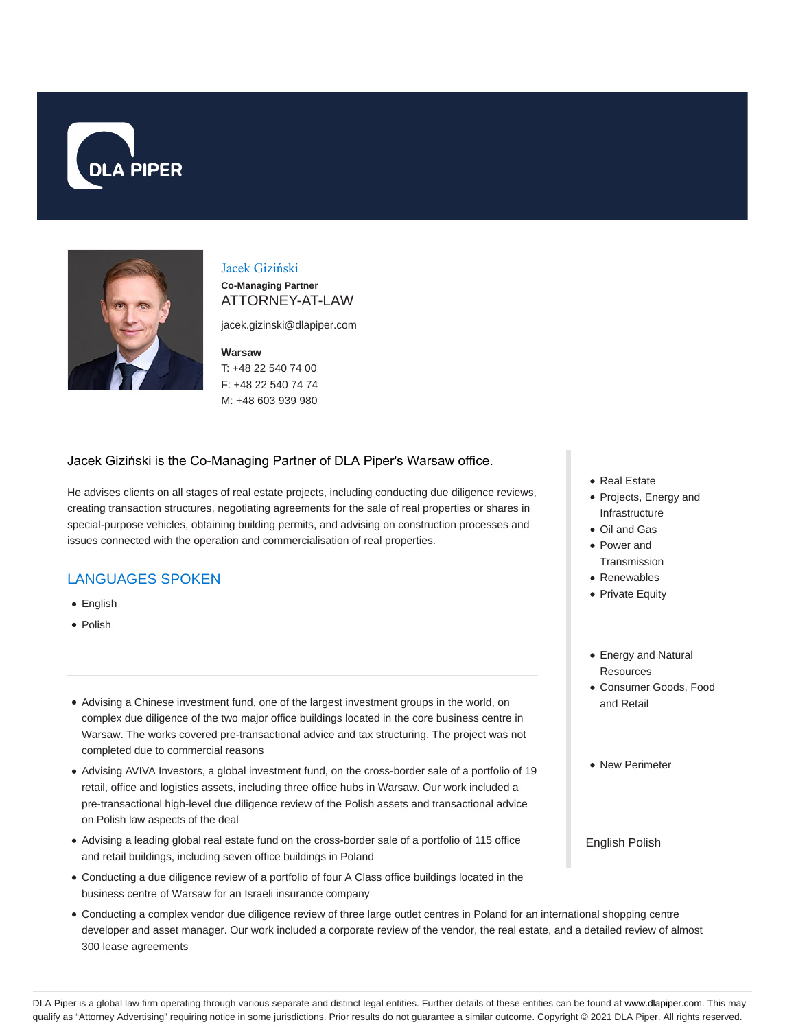DLA PIPER

# Jacek Giziński

**Co-Managing Partner**

ATTORNEY-AT-LAW

jacek.gizinski@dlapiper.com

**Warsaw**

T: +48 22 540 74 00

F: +48 22 540 74 74

M: +48 603 939 980

Jacek Giziński is the Co-Managing Partner of DLA Piper's Warsaw office.

He advises clients on all stages of real estate projects, including conducting due diligence reviews, creating transaction structures, negotiating agreements for the sale of real properties or shares in special-purpose vehicles, obtaining building permits, and advising on construction processes and issues connected with the operation and commercialisation of real properties.

## LANGUAGES SPOKEN

- English
- Polish

---

- Advising a Chinese investment fund, one of the largest investment groups in the world, on complex due diligence of the two major office buildings located in the core business centre in Warsaw. The works covered pre-transactional advice and tax structuring. The project was not completed due to commercial reasons
- Advising AVIVA Investors, a global investment fund, on the cross-border sale of a portfolio of 19 retail, office and logistics assets, including three office hubs in Warsaw. Our work included a pre-transactional high-level due diligence review of the Polish assets and transactional advice on Polish law aspects of the deal
- Advising a leading global real estate fund on the cross-border sale of a portfolio of 115 office and retail buildings, including seven office buildings in Poland
- Conducting a due diligence review of a portfolio of four A Class office buildings located in the business centre of Warsaw for an Israeli insurance company
- Conducting a complex vendor due diligence review of three large outlet centres in Poland for an international shopping centre developer and asset manager. Our work included a corporate review of the vendor, the real estate, and a detailed review of almost 300 lease agreements

- Real Estate
- Projects, Energy and Infrastructure
- Oil and Gas
- Power and Transmission
- Renewables
- Private Equity

- Energy and Natural Resources
- Consumer Goods, Food and Retail

- New Perimeter

English Polish

DLA Piper is a global law firm operating through various separate and distinct legal entities. Further details of these entities can be found at www.dlapiper.com. This may qualify as "Attorney Advertising" requiring notice in some jurisdictions. Prior results do not guarantee a similar outcome. Copyright © 2021 DLA Piper. All rights reserved.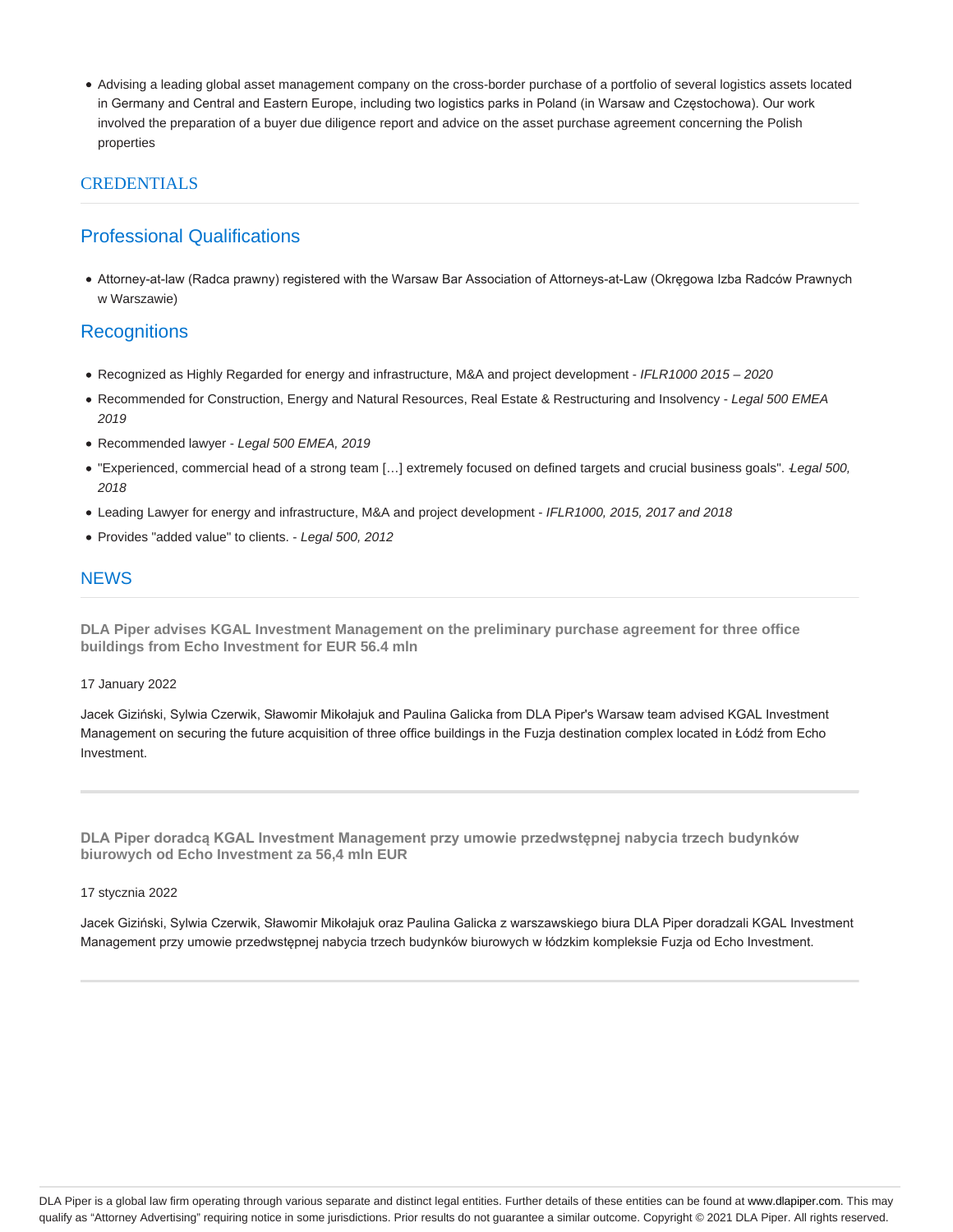- Advising a leading global asset management company on the cross-border purchase of a portfolio of several logistics assets located in Germany and Central and Eastern Europe, including two logistics parks in Poland (in Warsaw and Częstochowa). Our work involved the preparation of a buyer due diligence report and advice on the asset purchase agreement concerning the Polish properties

## CREDENTIALS

### Professional Qualifications

- Attorney-at-law (Radca prawny) registered with the Warsaw Bar Association of Attorneys-at-Law (Okręgowa Izba Radców Prawnych w Warszawie)

### Recognitions

- Recognized as Highly Regarded for energy and infrastructure, M&A and project development - *IFLR1000 2015 – 2020*
- Recommended for Construction, Energy and Natural Resources, Real Estate & Restructuring and Insolvency - *Legal 500 EMEA 2019*
- Recommended lawyer - *Legal 500 EMEA, 2019*
- "Experienced, commercial head of a strong team […] extremely focused on defined targets and crucial business goals". *Łegal 500, 2018*
- Leading Lawyer for energy and infrastructure, M&A and project development - *IFLR1000, 2015, 2017 and 2018*
- Provides "added value" to clients. - *Legal 500, 2012*

## NEWS

**DLA Piper advises KGAL Investment Management on the preliminary purchase agreement for three office buildings from Echo Investment for EUR 56.4 mln**

17 January 2022

Jacek Giziński, Sylwia Czerwik, Sławomir Mikołajuk and Paulina Galicka from DLA Piper's Warsaw team advised KGAL Investment Management on securing the future acquisition of three office buildings in the Fuzja destination complex located in Łódź from Echo Investment.

---

**DLA Piper doradcą KGAL Investment Management przy umowie przedwstępnej nabycia trzech budynków biurowych od Echo Investment za 56,4 mln EUR**

17 stycznia 2022

Jacek Giziński, Sylwia Czerwik, Sławomir Mikołajuk oraz Paulina Galicka z warszawskiego biura DLA Piper doradzali KGAL Investment Management przy umowie przedwstępnej nabycia trzech budynków biurowych w łódzkim kompleksie Fuzja od Echo Investment.

---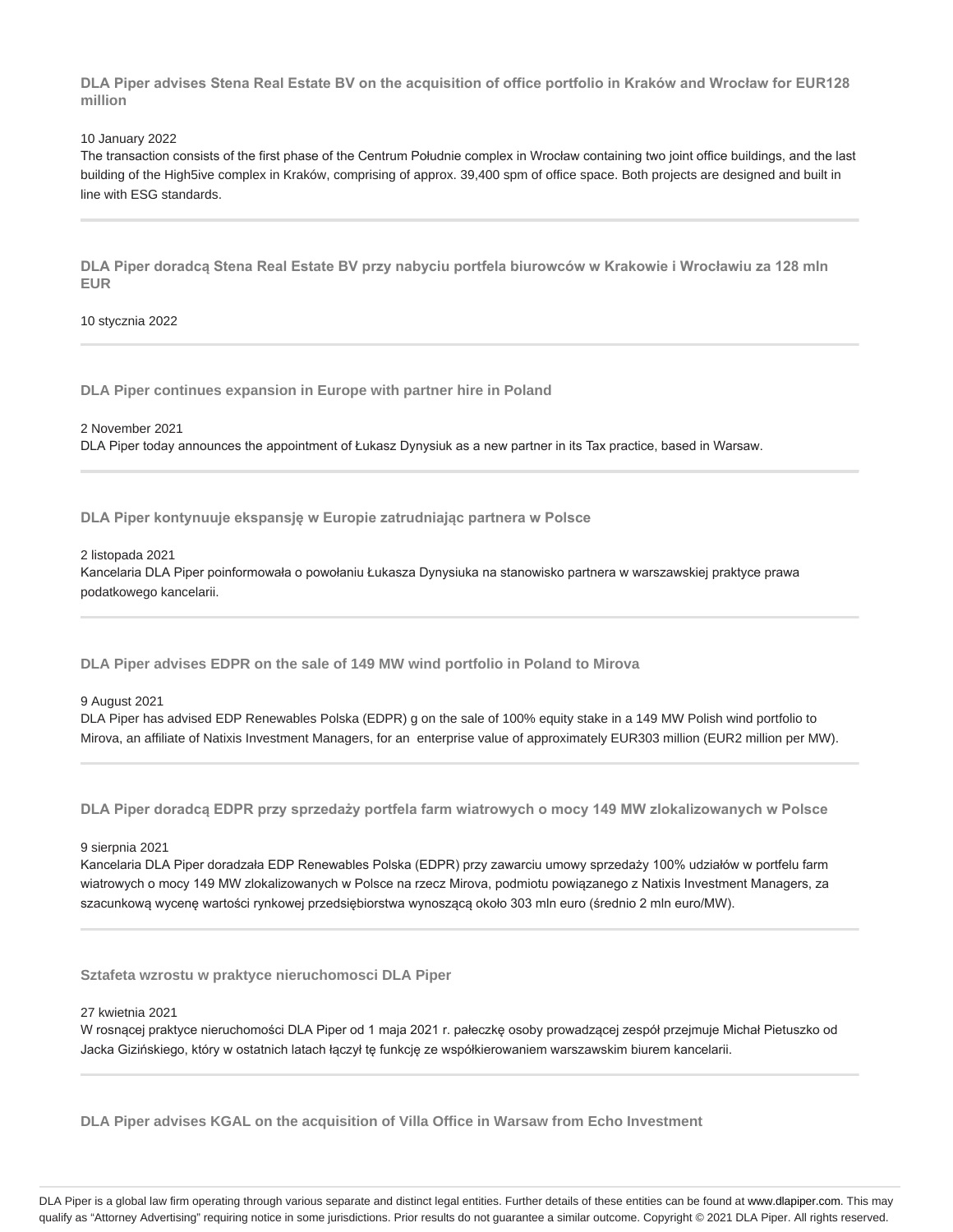### DLA Piper advises Stena Real Estate BV on the acquisition of office portfolio in Kraków and Wrocław for EUR128 million

10 January 2022

The transaction consists of the first phase of the Centrum Południe complex in Wrocław containing two joint office buildings, and the last building of the High5ive complex in Kraków, comprising of approx. 39,400 spm of office space. Both projects are designed and built in line with ESG standards.

---

### DLA Piper doradcą Stena Real Estate BV przy nabyciu portfela biurowców w Krakowie i Wrocławiu za 128 mln EUR

10 stycznia 2022

---

### DLA Piper continues expansion in Europe with partner hire in Poland

2 November 2021

DLA Piper today announces the appointment of Łukasz Dynysiuk as a new partner in its Tax practice, based in Warsaw.

---

### DLA Piper kontynuuje ekspansję w Europie zatrudniając partnera w Polsce

2 listopada 2021

Kancelaria DLA Piper poinformowała o powołaniu Łukasza Dynysiuka na stanowisko partnera w warszawskiej praktyce prawa podatkowego kancelarii.

---

### DLA Piper advises EDPR on the sale of 149 MW wind portfolio in Poland to Mirova

9 August 2021

DLA Piper has advised EDP Renewables Polska (EDPR) g on the sale of 100% equity stake in a 149 MW Polish wind portfolio to Mirova, an affiliate of Natixis Investment Managers, for an enterprise value of approximately EUR303 million (EUR2 million per MW).

---

### DLA Piper doradcą EDPR przy sprzedaży portfela farm wiatrowych o mocy 149 MW zlokalizowanych w Polsce

9 sierpnia 2021

Kancelaria DLA Piper doradzała EDP Renewables Polska (EDPR) przy zawarciu umowy sprzedaży 100% udziałów w portfelu farm wiatrowych o mocy 149 MW zlokalizowanych w Polsce na rzecz Mirova, podmiotu powiązanego z Natixis Investment Managers, za szacunkową wycenę wartości rynkowej przedsiębiorstwa wynoszącą około 303 mln euro (średnio 2 mln euro/MW).

---

### Sztafeta wzrostu w praktyce nieruchomosci DLA Piper

27 kwietnia 2021

W rosnącej praktyce nieruchomości DLA Piper od 1 maja 2021 r. pałeczkę osoby prowadzącej zespół przejmuje Michał Pietuszko od Jacka Gizińskiego, który w ostatnich latach łączył tę funkcję ze współkierowaniem warszawskim biurem kancelarii.

---

### DLA Piper advises KGAL on the acquisition of Villa Office in Warsaw from Echo Investment

DLA Piper is a global law firm operating through various separate and distinct legal entities. Further details of these entities can be found at www.dlapiper.com. This may qualify as "Attorney Advertising" requiring notice in some jurisdictions. Prior results do not guarantee a similar outcome. Copyright © 2021 DLA Piper. All rights reserved.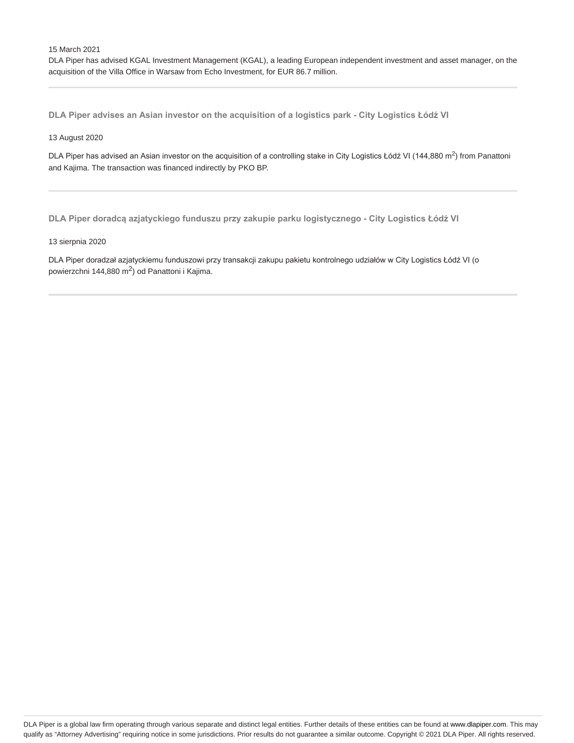15 March 2021

DLA Piper has advised KGAL Investment Management (KGAL), a leading European independent investment and asset manager, on the acquisition of the Villa Office in Warsaw from Echo Investment, for EUR 86.7 million.

---

### DLA Piper advises an Asian investor on the acquisition of a logistics park - City Logistics Łódź VI

13 August 2020

DLA Piper has advised an Asian investor on the acquisition of a controlling stake in City Logistics Łódź VI (144,880 $m^2$) from Panattoni and Kajima. The transaction was financed indirectly by PKO BP.

---

### DLA Piper doradcą azjatyckiego funduszu przy zakupie parku logistycznego - City Logistics Łódź VI

13 sierpnia 2020

DLA Piper doradzał azjatyckiemu funduszowi przy transakcji zakupu pakietu kontrolnego udziałów w City Logistics Łódź VI (o powierzchni 144,880 $m^2$) od Panattoni i Kajima.

---

DLA Piper is a global law firm operating through various separate and distinct legal entities. Further details of these entities can be found at www.dlapiper.com. This may qualify as "Attorney Advertising" requiring notice in some jurisdictions. Prior results do not guarantee a similar outcome. Copyright © 2021 DLA Piper. All rights reserved.